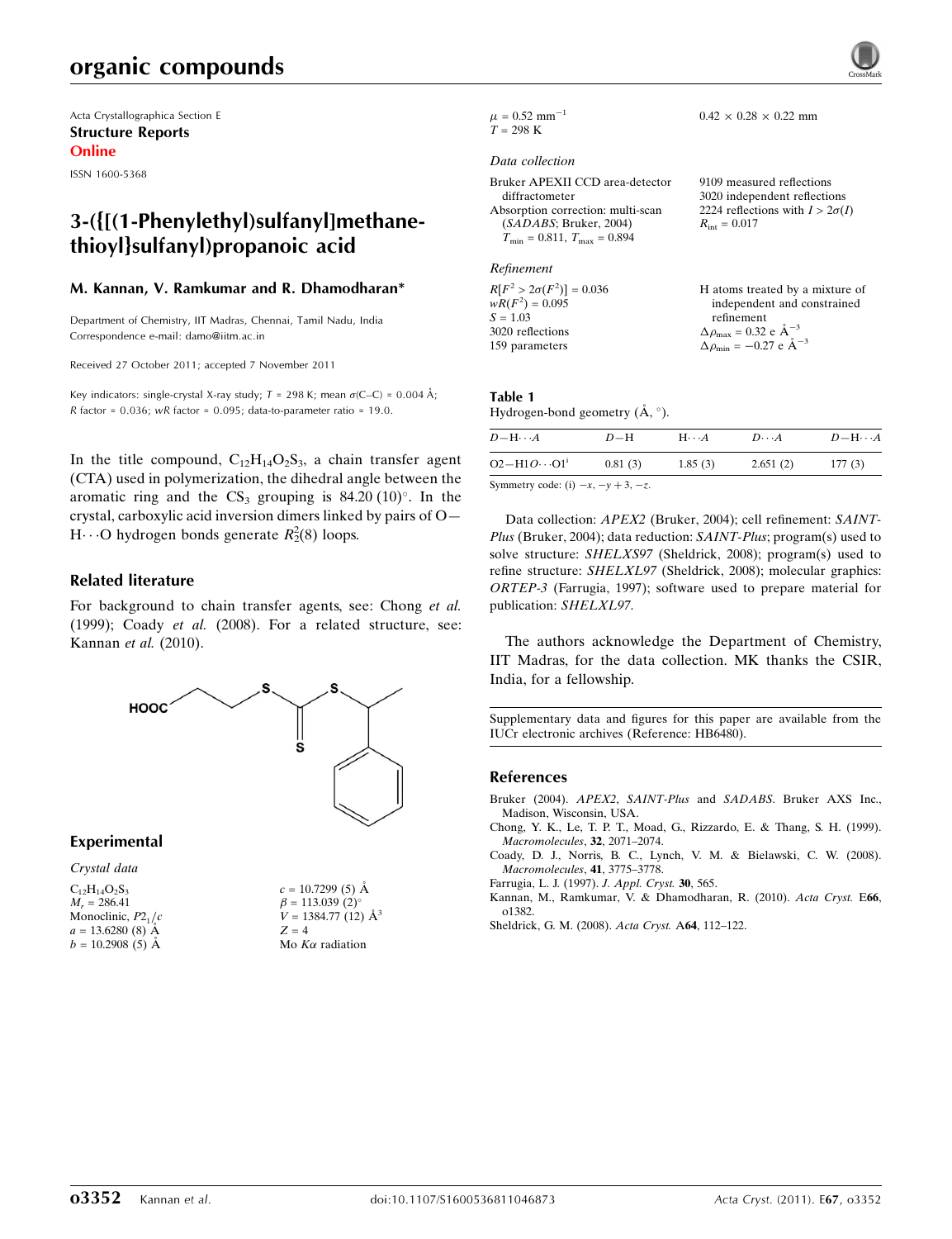# organic compounds

Acta Crystallographica Section E
**Structure Reports**
**Online**

ISSN 1600-5368

## 3-({[(1-Phenylethyl)sulfanyl]methanethioyl}sulfanyl)propanoic acid

**M. Kannan, V. Ramkumar and R. Dhamodharan***

Department of Chemistry, IIT Madras, Chennai, Tamil Nadu, India
Correspondence e-mail: damo@iitm.ac.in

Received 27 October 2011; accepted 7 November 2011

Key indicators: single-crystal X-ray study; $T$ = 298 K; mean $\sigma$(C–C) = 0.004 Å; $R$ factor = 0.036; $wR$ factor = 0.095; data-to-parameter ratio = 19.0.

In the title compound, $C_{12}H_{14}O_2S_3$, a chain transfer agent (CTA) used in polymerization, the dihedral angle between the aromatic ring and the $CS_3$ grouping is 84.20 (10)°. In the crystal, carboxylic acid inversion dimers linked by pairs of O—H⋯O hydrogen bonds generate $R_2^2(8)$ loops.

### Related literature

For background to chain transfer agents, see: Chong *et al.* (1999); Coady *et al.* (2008). For a related structure, see: Kannan *et al.* (2010).

### Experimental

*Crystal data*

$C_{12}H_{14}O_2S_3$
$M_r$ = 286.41
Monoclinic, $P2_1/c$
$a$ = 13.6280 (8) Å
$b$ = 10.2908 (5) Å
$c$ = 10.7299 (5) Å
$\beta$ = 113.039 (2)°
$V$ = 1384.77 (12) Å$^3$
$Z$ = 4
Mo $K\alpha$ radiation
$\mu$ = 0.52 mm$^{-1}$
$T$ = 298 K
0.42 × 0.28 × 0.22 mm

*Data collection*

Bruker APEXII CCD area-detector diffractometer
Absorption correction: multi-scan (*SADABS*; Bruker, 2004)
$T_{min}$ = 0.811, $T_{max}$ = 0.894
9109 measured reflections
3020 independent reflections
2224 reflections with $I > 2\sigma(I)$
$R_{int}$ = 0.017

*Refinement*

$R[F^2 > 2\sigma(F^2)]$ = 0.036
$wR(F^2)$ = 0.095
$S$ = 1.03
3020 reflections
159 parameters
H atoms treated by a mixture of independent and constrained refinement
$\Delta\rho_{max}$ = 0.32 e Å$^{-3}$
$\Delta\rho_{min}$ = −0.27 e Å$^{-3}$

**Table 1**
Hydrogen-bond geometry (Å, °).

| $D$—H⋯$A$ | $D$—H | H⋯$A$ | $D$⋯$A$ | $D$—H⋯$A$ |
|---|---|---|---|---|
| O2—H1O⋯O1[i] | 0.81 (3) | 1.85 (3) | 2.651 (2) | 177 (3) |

Symmetry code: (i) $-x, -y+3, -z$.

Data collection: *APEX2* (Bruker, 2004); cell refinement: *SAINT-Plus* (Bruker, 2004); data reduction: *SAINT-Plus*; program(s) used to solve structure: *SHELXS97* (Sheldrick, 2008); program(s) used to refine structure: *SHELXL97* (Sheldrick, 2008); molecular graphics: *ORTEP-3* (Farrugia, 1997); software used to prepare material for publication: *SHELXL97*.

The authors acknowledge the Department of Chemistry, IIT Madras, for the data collection. MK thanks the CSIR, India, for a fellowship.

Supplementary data and figures for this paper are available from the IUCr electronic archives (Reference: HB6480).

### References

Bruker (2004). *APEX2*, *SAINT-Plus* and *SADABS*. Bruker AXS Inc., Madison, Wisconsin, USA.
Chong, Y. K., Le, T. P. T., Moad, G., Rizzardo, E. & Thang, S. H. (1999). *Macromolecules*, **32**, 2071–2074.
Coady, D. J., Norris, B. C., Lynch, V. M. & Bielawski, C. W. (2008). *Macromolecules*, **41**, 3775–3778.
Farrugia, L. J. (1997). *J. Appl. Cryst.* **30**, 565.
Kannan, M., Ramkumar, V. & Dhamodharan, R. (2010). *Acta Cryst.* E**66**, o1382.
Sheldrick, G. M. (2008). *Acta Cryst.* A**64**, 112–122.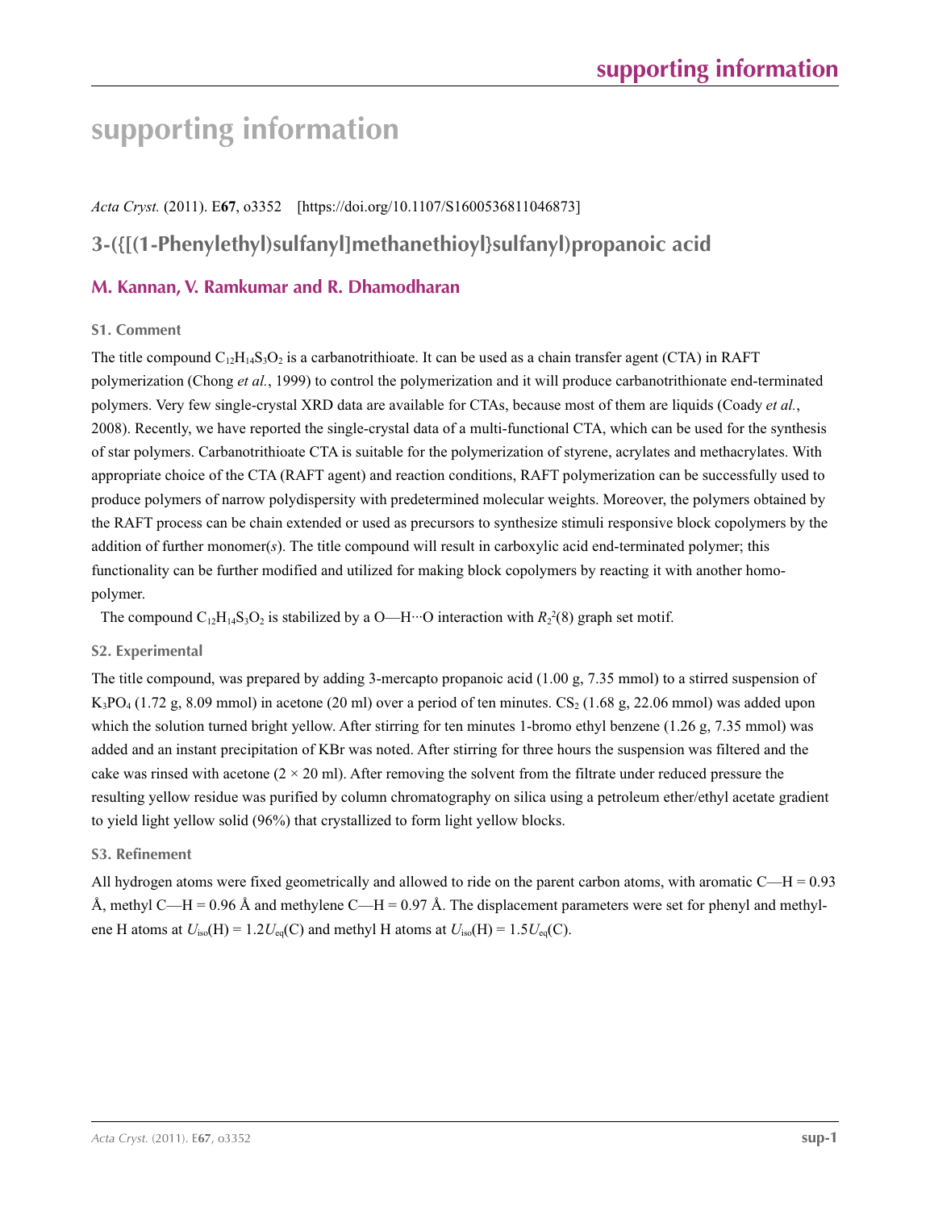# supporting information

*Acta Cryst.* (2011). E**67**, o3352 [https://doi.org/10.1107/S1600536811046873]

## 3-({[(1-Phenylethyl)sulfanyl]methanethioyl}sulfanyl)propanoic acid

### M. Kannan, V. Ramkumar and R. Dhamodharan

#### S1. Comment

The title compound $C_{12}H_{14}S_3O_2$ is a carbanotrithioate. It can be used as a chain transfer agent (CTA) in RAFT polymerization (Chong *et al.*, 1999) to control the polymerization and it will produce carbanotrithionate end-terminated polymers. Very few single-crystal XRD data are available for CTAs, because most of them are liquids (Coady *et al.*, 2008). Recently, we have reported the single-crystal data of a multi-functional CTA, which can be used for the synthesis of star polymers. Carbanotrithioate CTA is suitable for the polymerization of styrene, acrylates and methacrylates. With appropriate choice of the CTA (RAFT agent) and reaction conditions, RAFT polymerization can be successfully used to produce polymers of narrow polydispersity with predetermined molecular weights. Moreover, the polymers obtained by the RAFT process can be chain extended or used as precursors to synthesize stimuli responsive block copolymers by the addition of further monomer(*s*). The title compound will result in carboxylic acid end-terminated polymer; this functionality can be further modified and utilized for making block copolymers by reacting it with another homo-polymer.

The compound $C_{12}H_{14}S_3O_2$ is stabilized by a O—H···O interaction with $R_2^2(8)$ graph set motif.

#### S2. Experimental

The title compound, was prepared by adding 3-mercapto propanoic acid (1.00 g, 7.35 mmol) to a stirred suspension of $K_3PO_4$ (1.72 g, 8.09 mmol) in acetone (20 ml) over a period of ten minutes. $CS_2$ (1.68 g, 22.06 mmol) was added upon which the solution turned bright yellow. After stirring for ten minutes 1-bromo ethyl benzene (1.26 g, 7.35 mmol) was added and an instant precipitation of KBr was noted. After stirring for three hours the suspension was filtered and the cake was rinsed with acetone (2 × 20 ml). After removing the solvent from the filtrate under reduced pressure the resulting yellow residue was purified by column chromatography on silica using a petroleum ether/ethyl acetate gradient to yield light yellow solid (96%) that crystallized to form light yellow blocks.

#### S3. Refinement

All hydrogen atoms were fixed geometrically and allowed to ride on the parent carbon atoms, with aromatic C—H = 0.93 Å, methyl C—H = 0.96 Å and methylene C—H = 0.97 Å. The displacement parameters were set for phenyl and methylene H atoms at $U_{iso}(H) = 1.2U_{eq}(C)$ and methyl H atoms at $U_{iso}(H) = 1.5U_{eq}(C)$.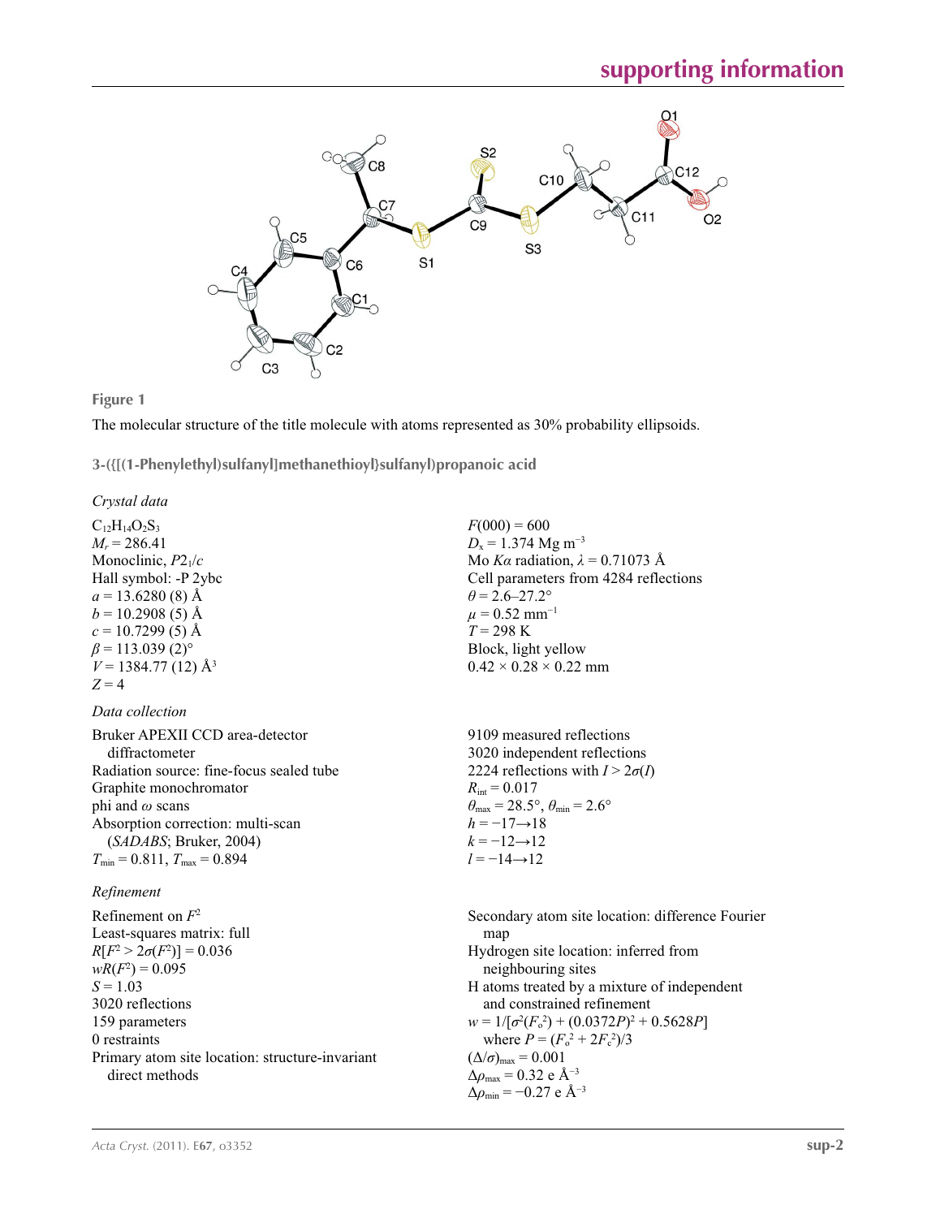**Figure 1**

The molecular structure of the title molecule with atoms represented as 30% probability ellipsoids.

### 3-({[(1-Phenylethyl)sulfanyl]methanethioyl}sulfanyl)propanoic acid

*Crystal data*

$C_{12}H_{14}O_2S_3$
$M_r = 286.41$
Monoclinic, $P2_1/c$
Hall symbol: -P 2ybc
$a = 13.6280$ (8) Å
$b = 10.2908$ (5) Å
$c = 10.7299$ (5) Å
$\beta = 113.039$ (2)°
$V = 1384.77$ (12) Å$^3$
$Z = 4$
$F(000) = 600$
$D_x = 1.374$ Mg m$^{-3}$
Mo $K\alpha$ radiation, $\lambda = 0.71073$ Å
Cell parameters from 4284 reflections
$\theta = 2.6$–27.2°
$\mu = 0.52$ mm$^{-1}$
$T = 298$ K
Block, light yellow
0.42 × 0.28 × 0.22 mm

*Data collection*

Bruker APEXII CCD area-detector diffractometer
Radiation source: fine-focus sealed tube
Graphite monochromator
phi and $\omega$ scans
Absorption correction: multi-scan (*SADABS*; Bruker, 2004)
$T_{min} = 0.811$, $T_{max} = 0.894$
9109 measured reflections
3020 independent reflections
2224 reflections with $I > 2\sigma(I)$
$R_{int} = 0.017$
$\theta_{max} = 28.5°$, $\theta_{min} = 2.6°$
$h = -17 \rightarrow 18$
$k = -12 \rightarrow 12$
$l = -14 \rightarrow 12$

*Refinement*

Refinement on $F^2$
Least-squares matrix: full
$R[F^2 > 2\sigma(F^2)] = 0.036$
$wR(F^2) = 0.095$
$S = 1.03$
3020 reflections
159 parameters
0 restraints
Primary atom site location: structure-invariant direct methods
Secondary atom site location: difference Fourier map
Hydrogen site location: inferred from neighbouring sites
H atoms treated by a mixture of independent and constrained refinement
$w = 1/[\sigma^2(F_o^2) + (0.0372P)^2 + 0.5628P]$ where $P = (F_o^2 + 2F_c^2)/3$
$(\Delta/\sigma)_{max} = 0.001$
$\Delta\rho_{max} = 0.32$ e Å$^{-3}$
$\Delta\rho_{min} = -0.27$ e Å$^{-3}$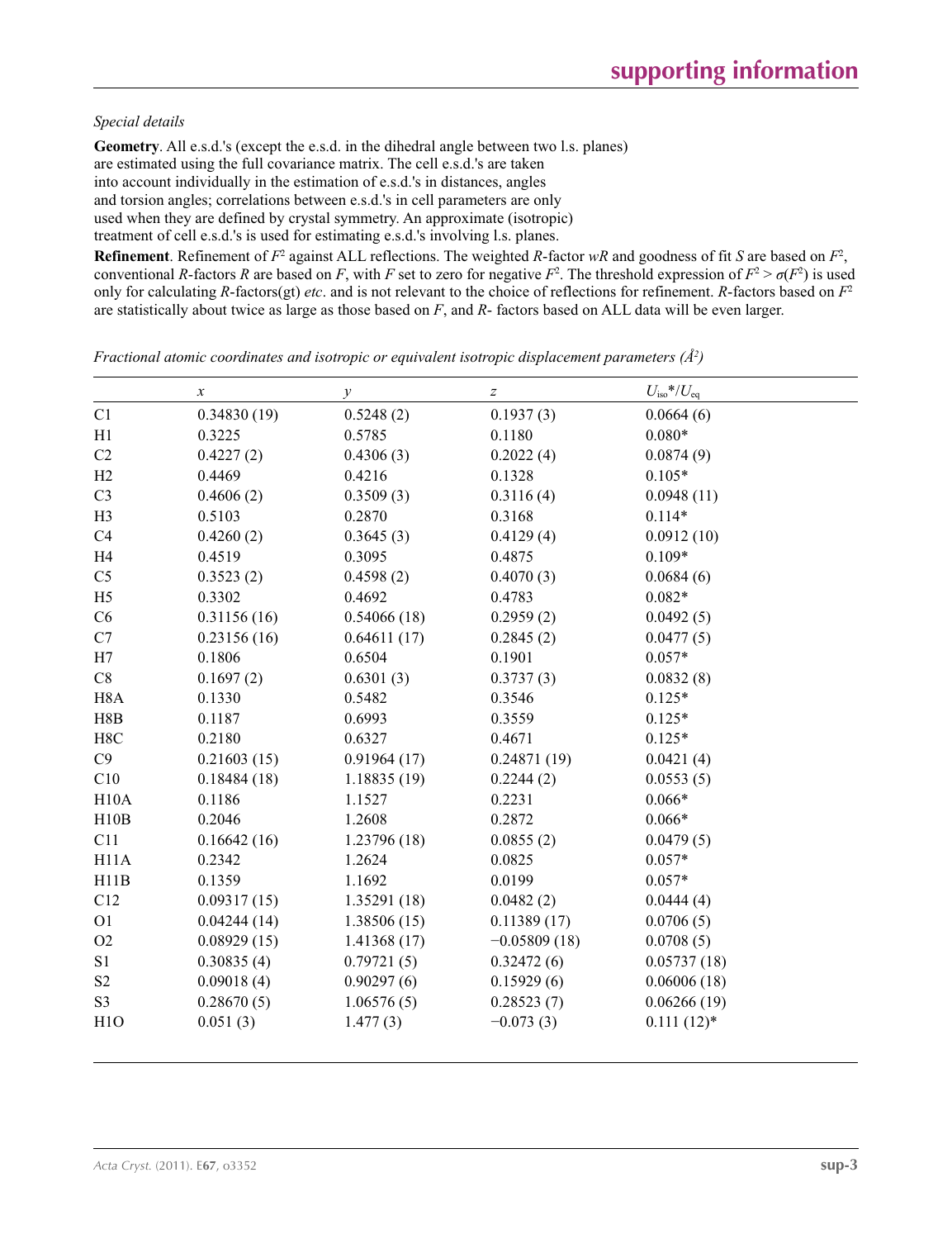*Special details*

**Geometry**. All e.s.d.'s (except the e.s.d. in the dihedral angle between two l.s. planes) are estimated using the full covariance matrix. The cell e.s.d.'s are taken into account individually in the estimation of e.s.d.'s in distances, angles and torsion angles; correlations between e.s.d.'s in cell parameters are only used when they are defined by crystal symmetry. An approximate (isotropic) treatment of cell e.s.d.'s is used for estimating e.s.d.'s involving l.s. planes.

**Refinement**. Refinement of $F^2$ against ALL reflections. The weighted $R$-factor $wR$ and goodness of fit $S$ are based on $F^2$, conventional $R$-factors $R$ are based on $F$, with $F$ set to zero for negative $F^2$. The threshold expression of $F^2 > \sigma(F^2)$ is used only for calculating $R$-factors(gt) *etc*. and is not relevant to the choice of reflections for refinement. $R$-factors based on $F^2$ are statistically about twice as large as those based on $F$, and $R$- factors based on ALL data will be even larger.

*Fractional atomic coordinates and isotropic or equivalent isotropic displacement parameters (Å²)*

| | $x$ | $y$ | $z$ | $U_{iso}$*/$U_{eq}$ |
|---|---|---|---|---|
| C1 | 0.34830 (19) | 0.5248 (2) | 0.1937 (3) | 0.0664 (6) |
| H1 | 0.3225 | 0.5785 | 0.1180 | 0.080* |
| C2 | 0.4227 (2) | 0.4306 (3) | 0.2022 (4) | 0.0874 (9) |
| H2 | 0.4469 | 0.4216 | 0.1328 | 0.105* |
| C3 | 0.4606 (2) | 0.3509 (3) | 0.3116 (4) | 0.0948 (11) |
| H3 | 0.5103 | 0.2870 | 0.3168 | 0.114* |
| C4 | 0.4260 (2) | 0.3645 (3) | 0.4129 (4) | 0.0912 (10) |
| H4 | 0.4519 | 0.3095 | 0.4875 | 0.109* |
| C5 | 0.3523 (2) | 0.4598 (2) | 0.4070 (3) | 0.0684 (6) |
| H5 | 0.3302 | 0.4692 | 0.4783 | 0.082* |
| C6 | 0.31156 (16) | 0.54066 (18) | 0.2959 (2) | 0.0492 (5) |
| C7 | 0.23156 (16) | 0.64611 (17) | 0.2845 (2) | 0.0477 (5) |
| H7 | 0.1806 | 0.6504 | 0.1901 | 0.057* |
| C8 | 0.1697 (2) | 0.6301 (3) | 0.3737 (3) | 0.0832 (8) |
| H8A | 0.1330 | 0.5482 | 0.3546 | 0.125* |
| H8B | 0.1187 | 0.6993 | 0.3559 | 0.125* |
| H8C | 0.2180 | 0.6327 | 0.4671 | 0.125* |
| C9 | 0.21603 (15) | 0.91964 (17) | 0.24871 (19) | 0.0421 (4) |
| C10 | 0.18484 (18) | 1.18835 (19) | 0.2244 (2) | 0.0553 (5) |
| H10A | 0.1186 | 1.1527 | 0.2231 | 0.066* |
| H10B | 0.2046 | 1.2608 | 0.2872 | 0.066* |
| C11 | 0.16642 (16) | 1.23796 (18) | 0.0855 (2) | 0.0479 (5) |
| H11A | 0.2342 | 1.2624 | 0.0825 | 0.057* |
| H11B | 0.1359 | 1.1692 | 0.0199 | 0.057* |
| C12 | 0.09317 (15) | 1.35291 (18) | 0.0482 (2) | 0.0444 (4) |
| O1 | 0.04244 (14) | 1.38506 (15) | 0.11389 (17) | 0.0706 (5) |
| O2 | 0.08929 (15) | 1.41368 (17) | −0.05809 (18) | 0.0708 (5) |
| S1 | 0.30835 (4) | 0.79721 (5) | 0.32472 (6) | 0.05737 (18) |
| S2 | 0.09018 (4) | 0.90297 (6) | 0.15929 (6) | 0.06006 (18) |
| S3 | 0.28670 (5) | 1.06576 (5) | 0.28523 (7) | 0.06266 (19) |
| H1O | 0.051 (3) | 1.477 (3) | −0.073 (3) | 0.111 (12)* |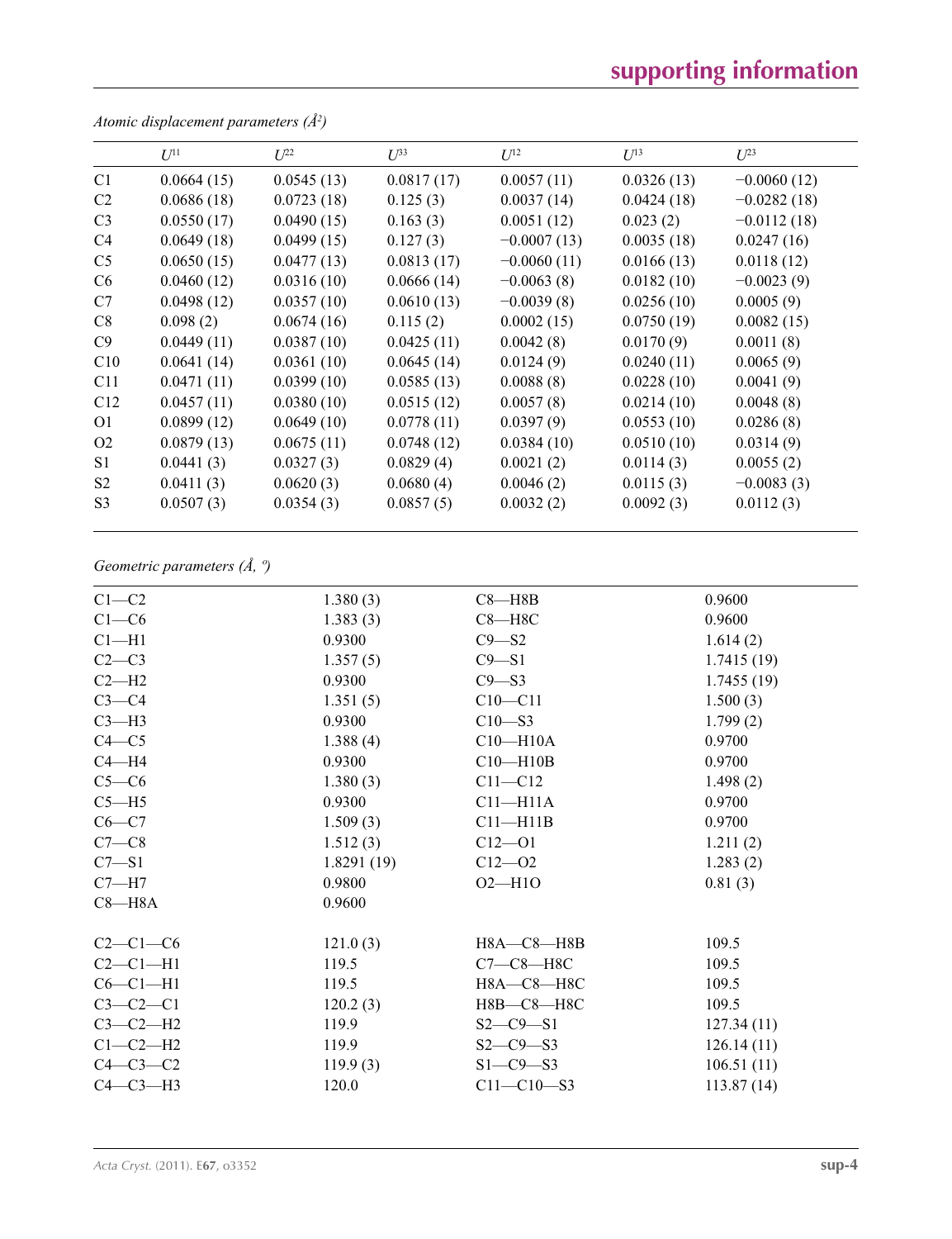*Atomic displacement parameters (Å$^2$)*

| | $U^{11}$ | $U^{22}$ | $U^{33}$ | $U^{12}$ | $U^{13}$ | $U^{23}$ |
|---|---|---|---|---|---|---|
| C1 | 0.0664 (15) | 0.0545 (13) | 0.0817 (17) | 0.0057 (11) | 0.0326 (13) | −0.0060 (12) |
| C2 | 0.0686 (18) | 0.0723 (18) | 0.125 (3) | 0.0037 (14) | 0.0424 (18) | −0.0282 (18) |
| C3 | 0.0550 (17) | 0.0490 (15) | 0.163 (3) | 0.0051 (12) | 0.023 (2) | −0.0112 (18) |
| C4 | 0.0649 (18) | 0.0499 (15) | 0.127 (3) | −0.0007 (13) | 0.0035 (18) | 0.0247 (16) |
| C5 | 0.0650 (15) | 0.0477 (13) | 0.0813 (17) | −0.0060 (11) | 0.0166 (13) | 0.0118 (12) |
| C6 | 0.0460 (12) | 0.0316 (10) | 0.0666 (14) | −0.0063 (8) | 0.0182 (10) | −0.0023 (9) |
| C7 | 0.0498 (12) | 0.0357 (10) | 0.0610 (13) | −0.0039 (8) | 0.0256 (10) | 0.0005 (9) |
| C8 | 0.098 (2) | 0.0674 (16) | 0.115 (2) | 0.0002 (15) | 0.0750 (19) | 0.0082 (15) |
| C9 | 0.0449 (11) | 0.0387 (10) | 0.0425 (11) | 0.0042 (8) | 0.0170 (9) | 0.0011 (8) |
| C10 | 0.0641 (14) | 0.0361 (10) | 0.0645 (14) | 0.0124 (9) | 0.0240 (11) | 0.0065 (9) |
| C11 | 0.0471 (11) | 0.0399 (10) | 0.0585 (13) | 0.0088 (8) | 0.0228 (10) | 0.0041 (9) |
| C12 | 0.0457 (11) | 0.0380 (10) | 0.0515 (12) | 0.0057 (8) | 0.0214 (10) | 0.0048 (8) |
| O1 | 0.0899 (12) | 0.0649 (10) | 0.0778 (11) | 0.0397 (9) | 0.0553 (10) | 0.0286 (8) |
| O2 | 0.0879 (13) | 0.0675 (11) | 0.0748 (12) | 0.0384 (10) | 0.0510 (10) | 0.0314 (9) |
| S1 | 0.0441 (3) | 0.0327 (3) | 0.0829 (4) | 0.0021 (2) | 0.0114 (3) | 0.0055 (2) |
| S2 | 0.0411 (3) | 0.0620 (3) | 0.0680 (4) | 0.0046 (2) | 0.0115 (3) | −0.0083 (3) |
| S3 | 0.0507 (3) | 0.0354 (3) | 0.0857 (5) | 0.0032 (2) | 0.0092 (3) | 0.0112 (3) |

*Geometric parameters (Å, º)*

| | | | |
|---|---|---|---|
| C1—C2 | 1.380 (3) | C8—H8B | 0.9600 |
| C1—C6 | 1.383 (3) | C8—H8C | 0.9600 |
| C1—H1 | 0.9300 | C9—S2 | 1.614 (2) |
| C2—C3 | 1.357 (5) | C9—S1 | 1.7415 (19) |
| C2—H2 | 0.9300 | C9—S3 | 1.7455 (19) |
| C3—C4 | 1.351 (5) | C10—C11 | 1.500 (3) |
| C3—H3 | 0.9300 | C10—S3 | 1.799 (2) |
| C4—C5 | 1.388 (4) | C10—H10A | 0.9700 |
| C4—H4 | 0.9300 | C10—H10B | 0.9700 |
| C5—C6 | 1.380 (3) | C11—C12 | 1.498 (2) |
| C5—H5 | 0.9300 | C11—H11A | 0.9700 |
| C6—C7 | 1.509 (3) | C11—H11B | 0.9700 |
| C7—C8 | 1.512 (3) | C12—O1 | 1.211 (2) |
| C7—S1 | 1.8291 (19) | C12—O2 | 1.283 (2) |
| C7—H7 | 0.9800 | O2—H1O | 0.81 (3) |
| C8—H8A | 0.9600 | | |
| | | | |
| C2—C1—C6 | 121.0 (3) | H8A—C8—H8B | 109.5 |
| C2—C1—H1 | 119.5 | C7—C8—H8C | 109.5 |
| C6—C1—H1 | 119.5 | H8A—C8—H8C | 109.5 |
| C3—C2—C1 | 120.2 (3) | H8B—C8—H8C | 109.5 |
| C3—C2—H2 | 119.9 | S2—C9—S1 | 127.34 (11) |
| C1—C2—H2 | 119.9 | S2—C9—S3 | 126.14 (11) |
| C4—C3—C2 | 119.9 (3) | S1—C9—S3 | 106.51 (11) |
| C4—C3—H3 | 120.0 | C11—C10—S3 | 113.87 (14) |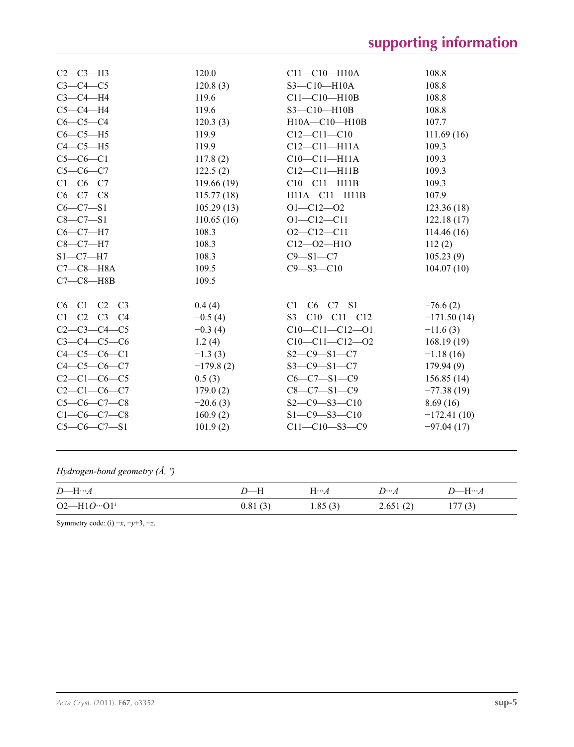| | | | |
|---|---|---|---|
| C2—C3—H3 | 120.0 | C11—C10—H10A | 108.8 |
| C3—C4—C5 | 120.8 (3) | S3—C10—H10A | 108.8 |
| C3—C4—H4 | 119.6 | C11—C10—H10B | 108.8 |
| C5—C4—H4 | 119.6 | S3—C10—H10B | 108.8 |
| C6—C5—C4 | 120.3 (3) | H10A—C10—H10B | 107.7 |
| C6—C5—H5 | 119.9 | C12—C11—C10 | 111.69 (16) |
| C4—C5—H5 | 119.9 | C12—C11—H11A | 109.3 |
| C5—C6—C1 | 117.8 (2) | C10—C11—H11A | 109.3 |
| C5—C6—C7 | 122.5 (2) | C12—C11—H11B | 109.3 |
| C1—C6—C7 | 119.66 (19) | C10—C11—H11B | 109.3 |
| C6—C7—C8 | 115.77 (18) | H11A—C11—H11B | 107.9 |
| C6—C7—S1 | 105.29 (13) | O1—C12—O2 | 123.36 (18) |
| C8—C7—S1 | 110.65 (16) | O1—C12—C11 | 122.18 (17) |
| C6—C7—H7 | 108.3 | O2—C12—C11 | 114.46 (16) |
| C8—C7—H7 | 108.3 | C12—O2—H1O | 112 (2) |
| S1—C7—H7 | 108.3 | C9—S1—C7 | 105.23 (9) |
| C7—C8—H8A | 109.5 | C9—S3—C10 | 104.07 (10) |
| C7—C8—H8B | 109.5 | | |

| | | | |
|---|---|---|---|
| C6—C1—C2—C3 | 0.4 (4) | C1—C6—C7—S1 | −76.6 (2) |
| C1—C2—C3—C4 | −0.5 (4) | S3—C10—C11—C12 | −171.50 (14) |
| C2—C3—C4—C5 | −0.3 (4) | C10—C11—C12—O1 | −11.6 (3) |
| C3—C4—C5—C6 | 1.2 (4) | C10—C11—C12—O2 | 168.19 (19) |
| C4—C5—C6—C1 | −1.3 (3) | S2—C9—S1—C7 | −1.18 (16) |
| C4—C5—C6—C7 | −179.8 (2) | S3—C9—S1—C7 | 179.94 (9) |
| C2—C1—C6—C5 | 0.5 (3) | C6—C7—S1—C9 | 156.85 (14) |
| C2—C1—C6—C7 | 179.0 (2) | C8—C7—S1—C9 | −77.38 (19) |
| C5—C6—C7—C8 | −20.6 (3) | S2—C9—S3—C10 | 8.69 (16) |
| C1—C6—C7—C8 | 160.9 (2) | S1—C9—S3—C10 | −172.41 (10) |
| C5—C6—C7—S1 | 101.9 (2) | C11—C10—S3—C9 | −97.04 (17) |

*Hydrogen-bond geometry (Å, º)*

| *D*—H···*A* | *D*—H | H···*A* | *D*···*A* | *D*—H···*A* |
|---|---|---|---|---|
| O2—H1*O*···O1$^{i}$ | 0.81 (3) | 1.85 (3) | 2.651 (2) | 177 (3) |

Symmetry code: (i) −*x*, −*y*+3, −*z*.